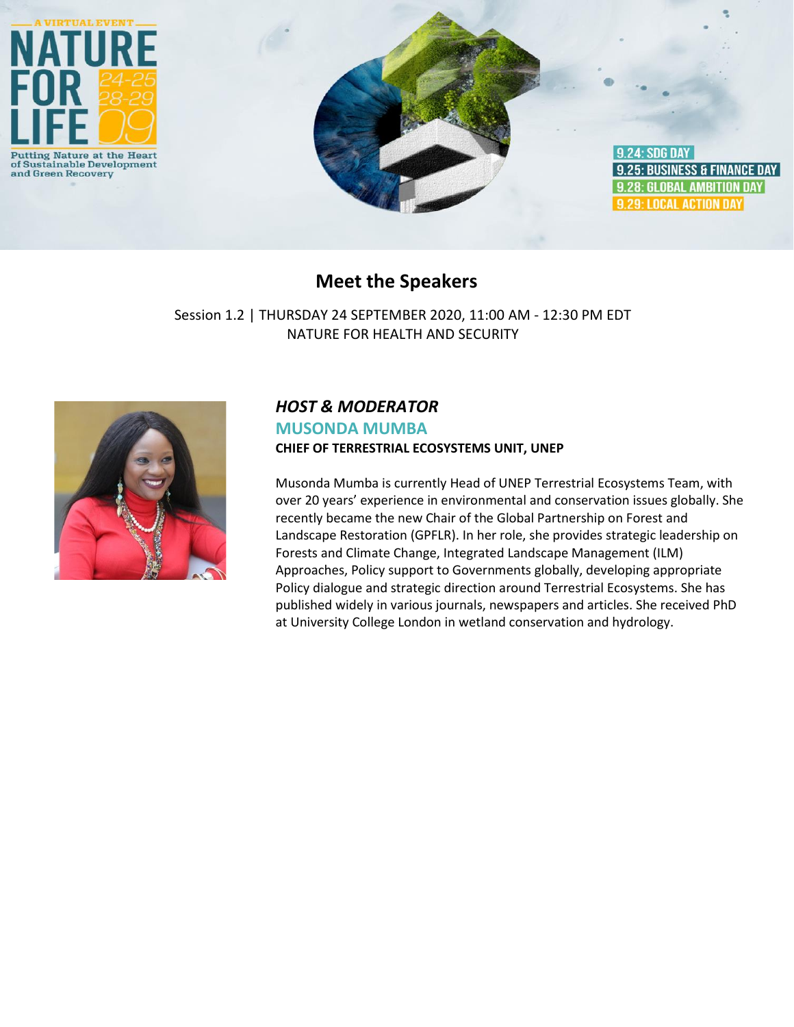A VIRTUAL EVENT

# NATURE FOR LIFE 24-25 28-29 09

Putting Nature at the Heart of Sustainable Development and Green Recovery

9.24: SDG DAY
9.25: BUSINESS & FINANCE DAY
9.28: GLOBAL AMBITION DAY
9.29: LOCAL ACTION DAY

## Meet the Speakers

Session 1.2 | THURSDAY 24 SEPTEMBER 2020, 11:00 AM - 12:30 PM EDT
NATURE FOR HEALTH AND SECURITY

### *HOST & MODERATOR*

**MUSONDA MUMBA**

**CHIEF OF TERRESTRIAL ECOSYSTEMS UNIT, UNEP**

Musonda Mumba is currently Head of UNEP Terrestrial Ecosystems Team, with over 20 years' experience in environmental and conservation issues globally. She recently became the new Chair of the Global Partnership on Forest and Landscape Restoration (GPFLR). In her role, she provides strategic leadership on Forests and Climate Change, Integrated Landscape Management (ILM) Approaches, Policy support to Governments globally, developing appropriate Policy dialogue and strategic direction around Terrestrial Ecosystems. She has published widely in various journals, newspapers and articles. She received PhD at University College London in wetland conservation and hydrology.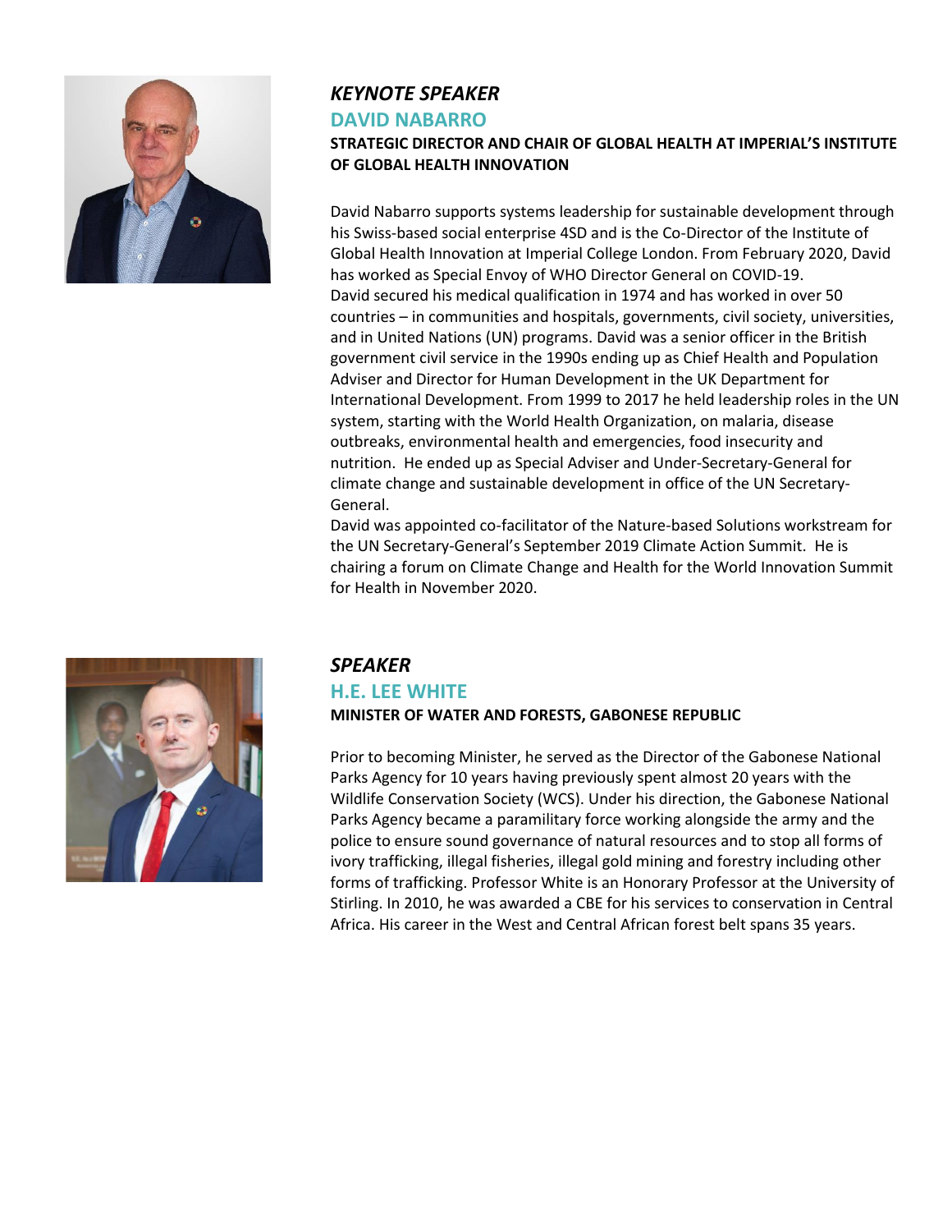### *KEYNOTE SPEAKER*

## DAVID NABARRO

**STRATEGIC DIRECTOR AND CHAIR OF GLOBAL HEALTH AT IMPERIAL'S INSTITUTE OF GLOBAL HEALTH INNOVATION**

David Nabarro supports systems leadership for sustainable development through his Swiss-based social enterprise 4SD and is the Co-Director of the Institute of Global Health Innovation at Imperial College London. From February 2020, David has worked as Special Envoy of WHO Director General on COVID-19.
David secured his medical qualification in 1974 and has worked in over 50 countries – in communities and hospitals, governments, civil society, universities, and in United Nations (UN) programs. David was a senior officer in the British government civil service in the 1990s ending up as Chief Health and Population Adviser and Director for Human Development in the UK Department for International Development. From 1999 to 2017 he held leadership roles in the UN system, starting with the World Health Organization, on malaria, disease outbreaks, environmental health and emergencies, food insecurity and nutrition. He ended up as Special Adviser and Under-Secretary-General for climate change and sustainable development in office of the UN Secretary-General.
David was appointed co-facilitator of the Nature-based Solutions workstream for the UN Secretary-General's September 2019 Climate Action Summit. He is chairing a forum on Climate Change and Health for the World Innovation Summit for Health in November 2020.

### *SPEAKER*

## H.E. LEE WHITE

**MINISTER OF WATER AND FORESTS, GABONESE REPUBLIC**

Prior to becoming Minister, he served as the Director of the Gabonese National Parks Agency for 10 years having previously spent almost 20 years with the Wildlife Conservation Society (WCS). Under his direction, the Gabonese National Parks Agency became a paramilitary force working alongside the army and the police to ensure sound governance of natural resources and to stop all forms of ivory trafficking, illegal fisheries, illegal gold mining and forestry including other forms of trafficking. Professor White is an Honorary Professor at the University of Stirling. In 2010, he was awarded a CBE for his services to conservation in Central Africa. His career in the West and Central African forest belt spans 35 years.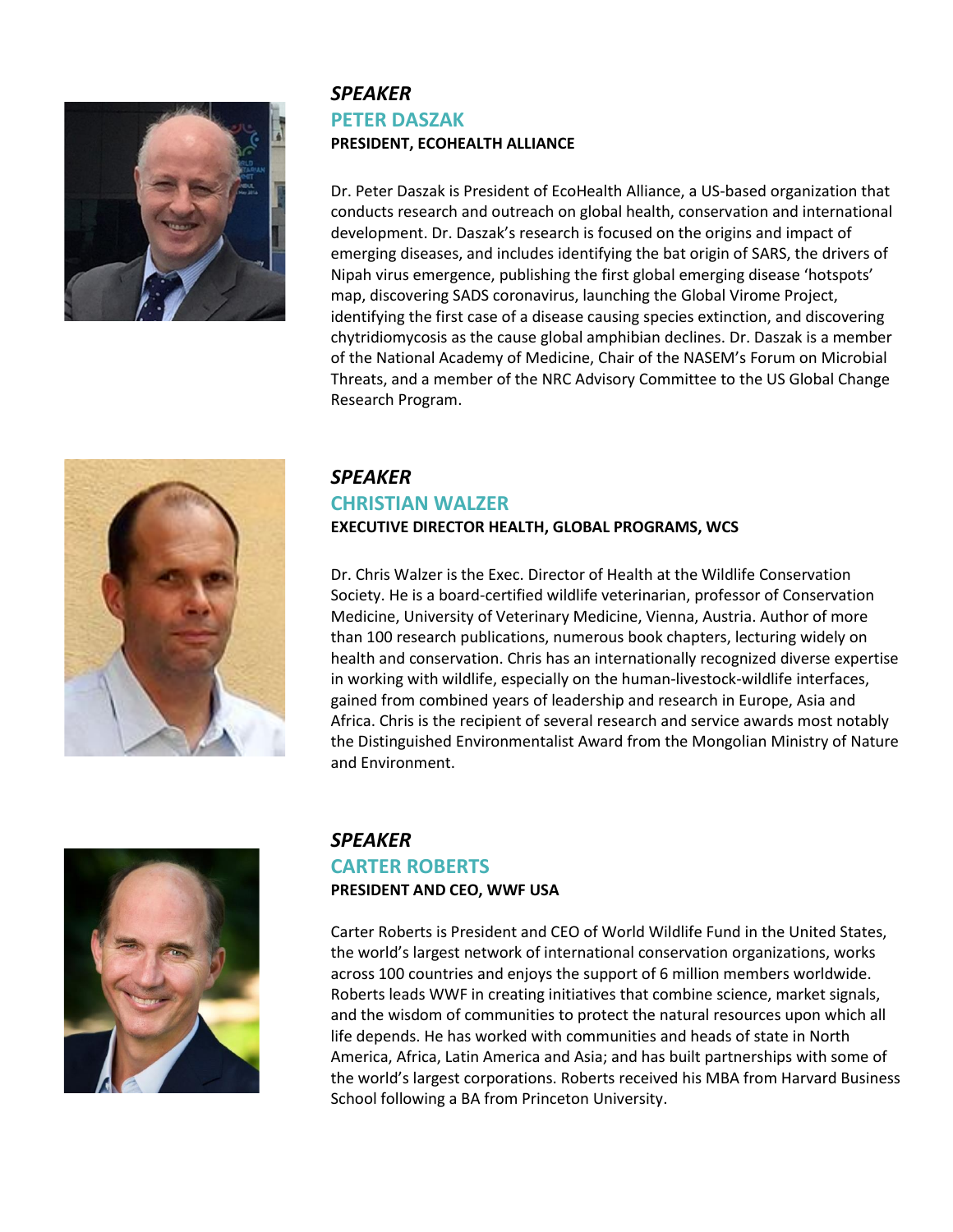### *SPEAKER*

## PETER DASZAK

**PRESIDENT, ECOHEALTH ALLIANCE**

Dr. Peter Daszak is President of EcoHealth Alliance, a US-based organization that conducts research and outreach on global health, conservation and international development. Dr. Daszak's research is focused on the origins and impact of emerging diseases, and includes identifying the bat origin of SARS, the drivers of Nipah virus emergence, publishing the first global emerging disease 'hotspots' map, discovering SADS coronavirus, launching the Global Virome Project, identifying the first case of a disease causing species extinction, and discovering chytridiomycosis as the cause global amphibian declines. Dr. Daszak is a member of the National Academy of Medicine, Chair of the NASEM's Forum on Microbial Threats, and a member of the NRC Advisory Committee to the US Global Change Research Program.

### *SPEAKER*

## CHRISTIAN WALZER

**EXECUTIVE DIRECTOR HEALTH, GLOBAL PROGRAMS, WCS**

Dr. Chris Walzer is the Exec. Director of Health at the Wildlife Conservation Society. He is a board-certified wildlife veterinarian, professor of Conservation Medicine, University of Veterinary Medicine, Vienna, Austria. Author of more than 100 research publications, numerous book chapters, lecturing widely on health and conservation. Chris has an internationally recognized diverse expertise in working with wildlife, especially on the human-livestock-wildlife interfaces, gained from combined years of leadership and research in Europe, Asia and Africa. Chris is the recipient of several research and service awards most notably the Distinguished Environmentalist Award from the Mongolian Ministry of Nature and Environment.

### *SPEAKER*

## CARTER ROBERTS

**PRESIDENT AND CEO, WWF USA**

Carter Roberts is President and CEO of World Wildlife Fund in the United States, the world's largest network of international conservation organizations, works across 100 countries and enjoys the support of 6 million members worldwide. Roberts leads WWF in creating initiatives that combine science, market signals, and the wisdom of communities to protect the natural resources upon which all life depends. He has worked with communities and heads of state in North America, Africa, Latin America and Asia; and has built partnerships with some of the world's largest corporations. Roberts received his MBA from Harvard Business School following a BA from Princeton University.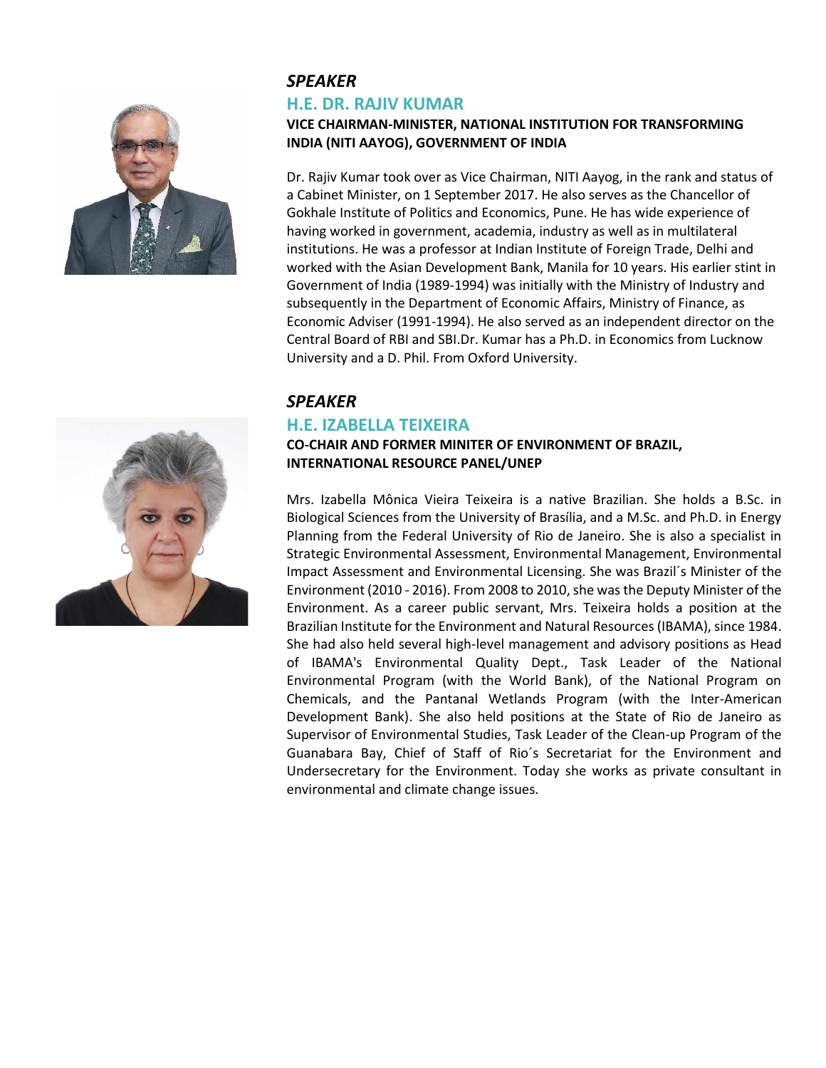### *SPEAKER*

## H.E. DR. RAJIV KUMAR

**VICE CHAIRMAN-MINISTER, NATIONAL INSTITUTION FOR TRANSFORMING INDIA (NITI AAYOG), GOVERNMENT OF INDIA**

Dr. Rajiv Kumar took over as Vice Chairman, NITI Aayog, in the rank and status of a Cabinet Minister, on 1 September 2017. He also serves as the Chancellor of Gokhale Institute of Politics and Economics, Pune. He has wide experience of having worked in government, academia, industry as well as in multilateral institutions. He was a professor at Indian Institute of Foreign Trade, Delhi and worked with the Asian Development Bank, Manila for 10 years. His earlier stint in Government of India (1989-1994) was initially with the Ministry of Industry and subsequently in the Department of Economic Affairs, Ministry of Finance, as Economic Adviser (1991-1994). He also served as an independent director on the Central Board of RBI and SBI.Dr. Kumar has a Ph.D. in Economics from Lucknow University and a D. Phil. From Oxford University.

### *SPEAKER*

## H.E. IZABELLA TEIXEIRA

**CO-CHAIR AND FORMER MINITER OF ENVIRONMENT OF BRAZIL, INTERNATIONAL RESOURCE PANEL/UNEP**

Mrs. Izabella Mônica Vieira Teixeira is a native Brazilian. She holds a B.Sc. in Biological Sciences from the University of Brasília, and a M.Sc. and Ph.D. in Energy Planning from the Federal University of Rio de Janeiro. She is also a specialist in Strategic Environmental Assessment, Environmental Management, Environmental Impact Assessment and Environmental Licensing. She was Brazil´s Minister of the Environment (2010 - 2016). From 2008 to 2010, she was the Deputy Minister of the Environment. As a career public servant, Mrs. Teixeira holds a position at the Brazilian Institute for the Environment and Natural Resources (IBAMA), since 1984. She had also held several high-level management and advisory positions as Head of IBAMA's Environmental Quality Dept., Task Leader of the National Environmental Program (with the World Bank), of the National Program on Chemicals, and the Pantanal Wetlands Program (with the Inter-American Development Bank). She also held positions at the State of Rio de Janeiro as Supervisor of Environmental Studies, Task Leader of the Clean-up Program of the Guanabara Bay, Chief of Staff of Rio´s Secretariat for the Environment and Undersecretary for the Environment. Today she works as private consultant in environmental and climate change issues.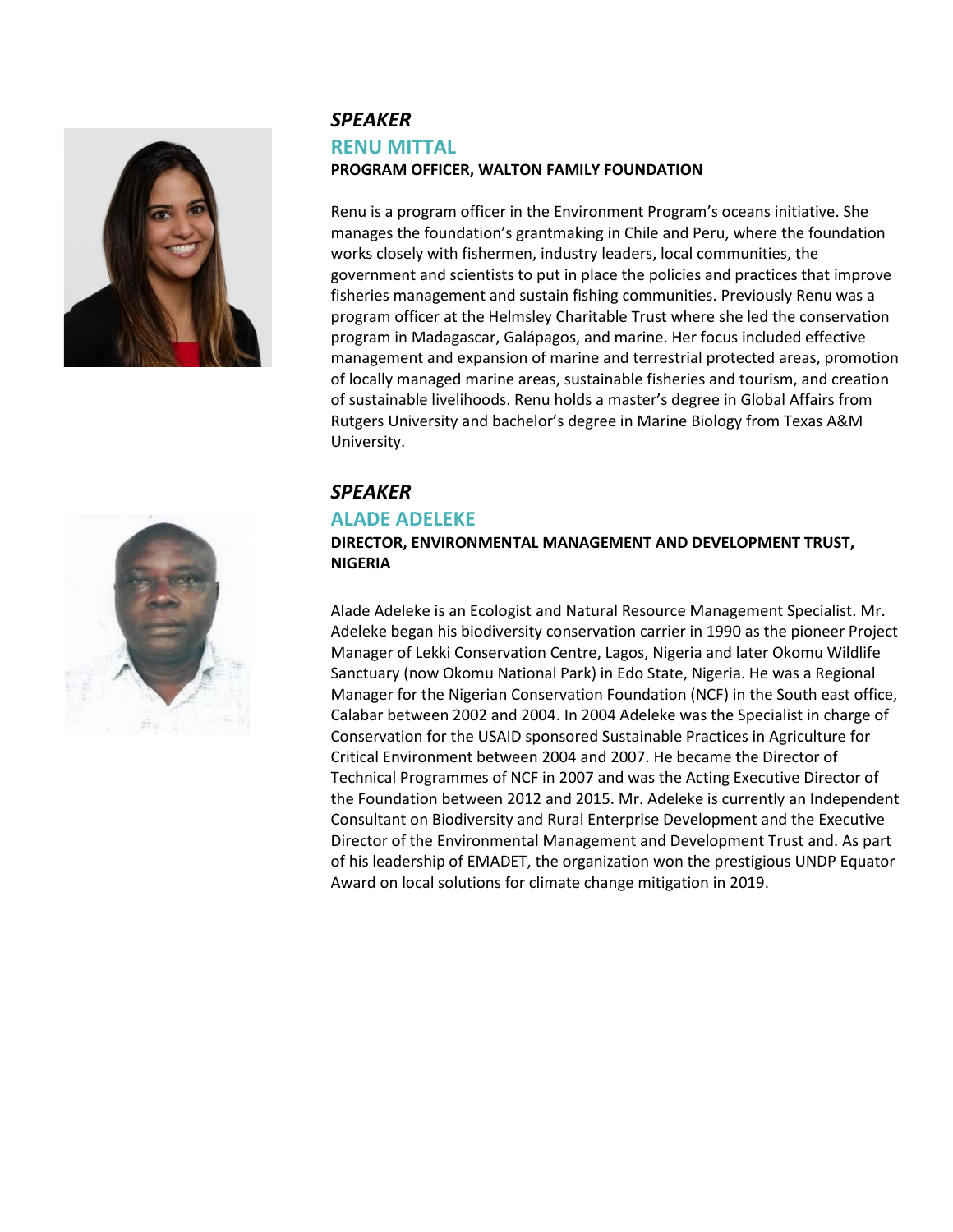### *SPEAKER*

## RENU MITTAL

**PROGRAM OFFICER, WALTON FAMILY FOUNDATION**

Renu is a program officer in the Environment Program's oceans initiative. She manages the foundation's grantmaking in Chile and Peru, where the foundation works closely with fishermen, industry leaders, local communities, the government and scientists to put in place the policies and practices that improve fisheries management and sustain fishing communities. Previously Renu was a program officer at the Helmsley Charitable Trust where she led the conservation program in Madagascar, Galápagos, and marine. Her focus included effective management and expansion of marine and terrestrial protected areas, promotion of locally managed marine areas, sustainable fisheries and tourism, and creation of sustainable livelihoods. Renu holds a master's degree in Global Affairs from Rutgers University and bachelor's degree in Marine Biology from Texas A&M University.

### *SPEAKER*

## ALADE ADELEKE

**DIRECTOR, ENVIRONMENTAL MANAGEMENT AND DEVELOPMENT TRUST, NIGERIA**

Alade Adeleke is an Ecologist and Natural Resource Management Specialist. Mr. Adeleke began his biodiversity conservation carrier in 1990 as the pioneer Project Manager of Lekki Conservation Centre, Lagos, Nigeria and later Okomu Wildlife Sanctuary (now Okomu National Park) in Edo State, Nigeria. He was a Regional Manager for the Nigerian Conservation Foundation (NCF) in the South east office, Calabar between 2002 and 2004. In 2004 Adeleke was the Specialist in charge of Conservation for the USAID sponsored Sustainable Practices in Agriculture for Critical Environment between 2004 and 2007. He became the Director of Technical Programmes of NCF in 2007 and was the Acting Executive Director of the Foundation between 2012 and 2015. Mr. Adeleke is currently an Independent Consultant on Biodiversity and Rural Enterprise Development and the Executive Director of the Environmental Management and Development Trust and. As part of his leadership of EMADET, the organization won the prestigious UNDP Equator Award on local solutions for climate change mitigation in 2019.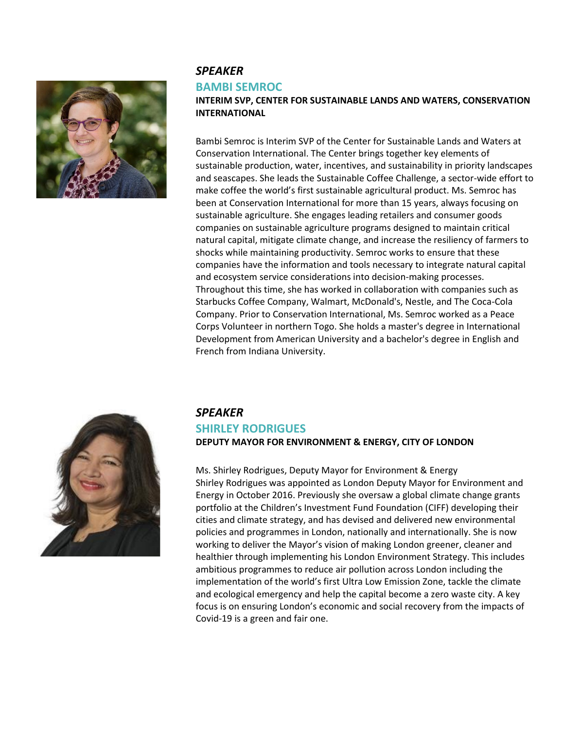*SPEAKER*

## BAMBI SEMROC

**INTERIM SVP, CENTER FOR SUSTAINABLE LANDS AND WATERS, CONSERVATION INTERNATIONAL**

Bambi Semroc is Interim SVP of the Center for Sustainable Lands and Waters at Conservation International. The Center brings together key elements of sustainable production, water, incentives, and sustainability in priority landscapes and seascapes. She leads the Sustainable Coffee Challenge, a sector-wide effort to make coffee the world's first sustainable agricultural product. Ms. Semroc has been at Conservation International for more than 15 years, always focusing on sustainable agriculture. She engages leading retailers and consumer goods companies on sustainable agriculture programs designed to maintain critical natural capital, mitigate climate change, and increase the resiliency of farmers to shocks while maintaining productivity. Semroc works to ensure that these companies have the information and tools necessary to integrate natural capital and ecosystem service considerations into decision-making processes. Throughout this time, she has worked in collaboration with companies such as Starbucks Coffee Company, Walmart, McDonald's, Nestle, and The Coca-Cola Company. Prior to Conservation International, Ms. Semroc worked as a Peace Corps Volunteer in northern Togo. She holds a master's degree in International Development from American University and a bachelor's degree in English and French from Indiana University.

*SPEAKER*

## SHIRLEY RODRIGUES

**DEPUTY MAYOR FOR ENVIRONMENT & ENERGY, CITY OF LONDON**

Ms. Shirley Rodrigues, Deputy Mayor for Environment & Energy
Shirley Rodrigues was appointed as London Deputy Mayor for Environment and Energy in October 2016. Previously she oversaw a global climate change grants portfolio at the Children's Investment Fund Foundation (CIFF) developing their cities and climate strategy, and has devised and delivered new environmental policies and programmes in London, nationally and internationally. She is now working to deliver the Mayor's vision of making London greener, cleaner and healthier through implementing his London Environment Strategy. This includes ambitious programmes to reduce air pollution across London including the implementation of the world's first Ultra Low Emission Zone, tackle the climate and ecological emergency and help the capital become a zero waste city. A key focus is on ensuring London's economic and social recovery from the impacts of Covid-19 is a green and fair one.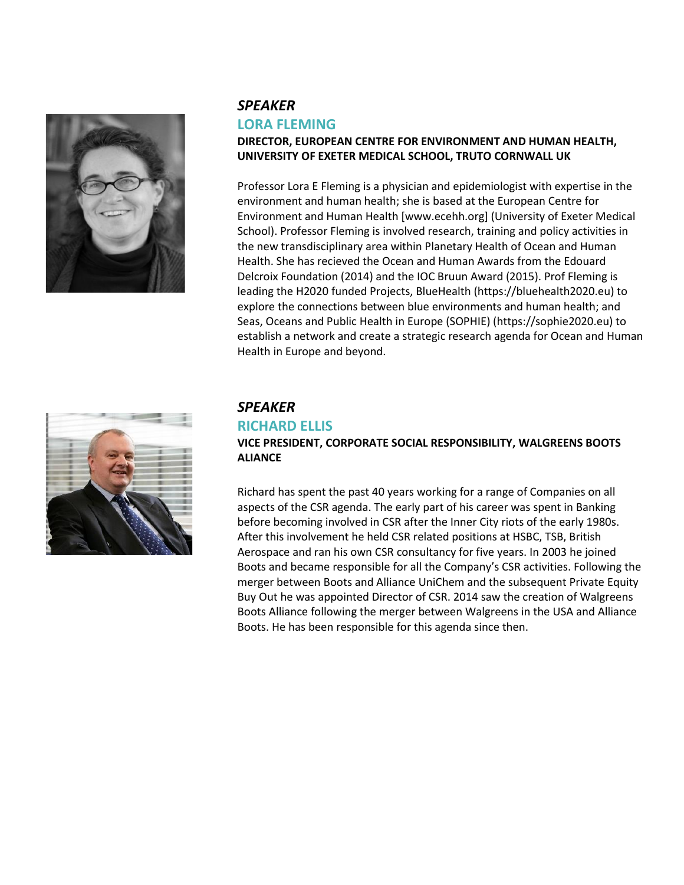### *SPEAKER*

## LORA FLEMING

**DIRECTOR, EUROPEAN CENTRE FOR ENVIRONMENT AND HUMAN HEALTH, UNIVERSITY OF EXETER MEDICAL SCHOOL, TRUTO CORNWALL UK**

Professor Lora E Fleming is a physician and epidemiologist with expertise in the environment and human health; she is based at the European Centre for Environment and Human Health [www.ecehh.org] (University of Exeter Medical School). Professor Fleming is involved research, training and policy activities in the new transdisciplinary area within Planetary Health of Ocean and Human Health. She has recieved the Ocean and Human Awards from the Edouard Delcroix Foundation (2014) and the IOC Bruun Award (2015). Prof Fleming is leading the H2020 funded Projects, BlueHealth (https://bluehealth2020.eu) to explore the connections between blue environments and human health; and Seas, Oceans and Public Health in Europe (SOPHIE) (https://sophie2020.eu) to establish a network and create a strategic research agenda for Ocean and Human Health in Europe and beyond.

### *SPEAKER*

## RICHARD ELLIS

**VICE PRESIDENT, CORPORATE SOCIAL RESPONSIBILITY, WALGREENS BOOTS ALIANCE**

Richard has spent the past 40 years working for a range of Companies on all aspects of the CSR agenda. The early part of his career was spent in Banking before becoming involved in CSR after the Inner City riots of the early 1980s. After this involvement he held CSR related positions at HSBC, TSB, British Aerospace and ran his own CSR consultancy for five years. In 2003 he joined Boots and became responsible for all the Company's CSR activities. Following the merger between Boots and Alliance UniChem and the subsequent Private Equity Buy Out he was appointed Director of CSR. 2014 saw the creation of Walgreens Boots Alliance following the merger between Walgreens in the USA and Alliance Boots. He has been responsible for this agenda since then.